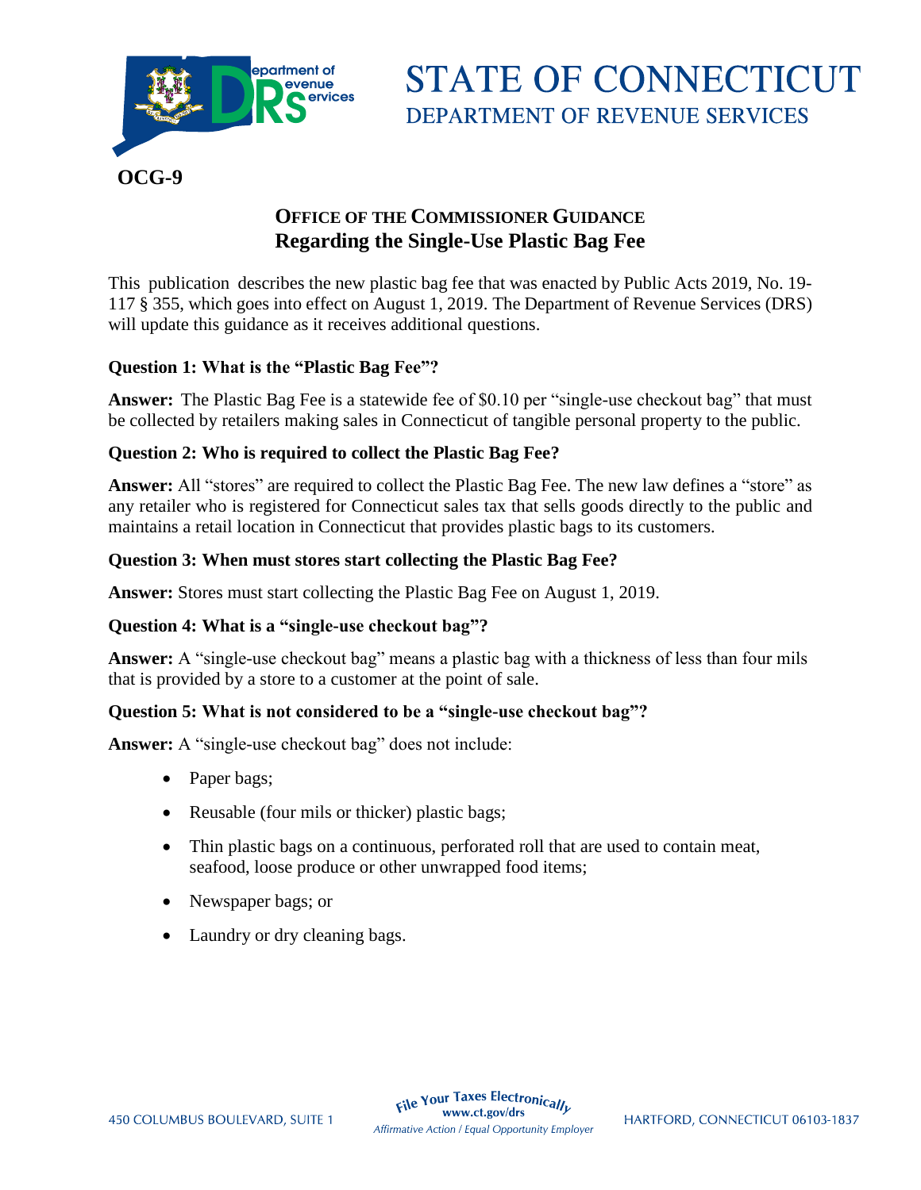# STATE OF CONNECTICUT
## DEPARTMENT OF REVENUE SERVICES

**OCG-9**

## OFFICE OF THE COMMISSIONER GUIDANCE
## Regarding the Single-Use Plastic Bag Fee

This publication describes the new plastic bag fee that was enacted by Public Acts 2019, No. 19-117 § 355, which goes into effect on August 1, 2019. The Department of Revenue Services (DRS) will update this guidance as it receives additional questions.

**Question 1: What is the "Plastic Bag Fee"?**

**Answer:** The Plastic Bag Fee is a statewide fee of $0.10 per "single-use checkout bag" that must be collected by retailers making sales in Connecticut of tangible personal property to the public.

**Question 2: Who is required to collect the Plastic Bag Fee?**

**Answer:** All "stores" are required to collect the Plastic Bag Fee. The new law defines a "store" as any retailer who is registered for Connecticut sales tax that sells goods directly to the public and maintains a retail location in Connecticut that provides plastic bags to its customers.

**Question 3: When must stores start collecting the Plastic Bag Fee?**

**Answer:** Stores must start collecting the Plastic Bag Fee on August 1, 2019.

**Question 4: What is a "single-use checkout bag"?**

**Answer:** A "single-use checkout bag" means a plastic bag with a thickness of less than four mils that is provided by a store to a customer at the point of sale.

**Question 5: What is not considered to be a "single-use checkout bag"?**

**Answer:** A "single-use checkout bag" does not include:

- Paper bags;
- Reusable (four mils or thicker) plastic bags;
- Thin plastic bags on a continuous, perforated roll that are used to contain meat, seafood, loose produce or other unwrapped food items;
- Newspaper bags; or
- Laundry or dry cleaning bags.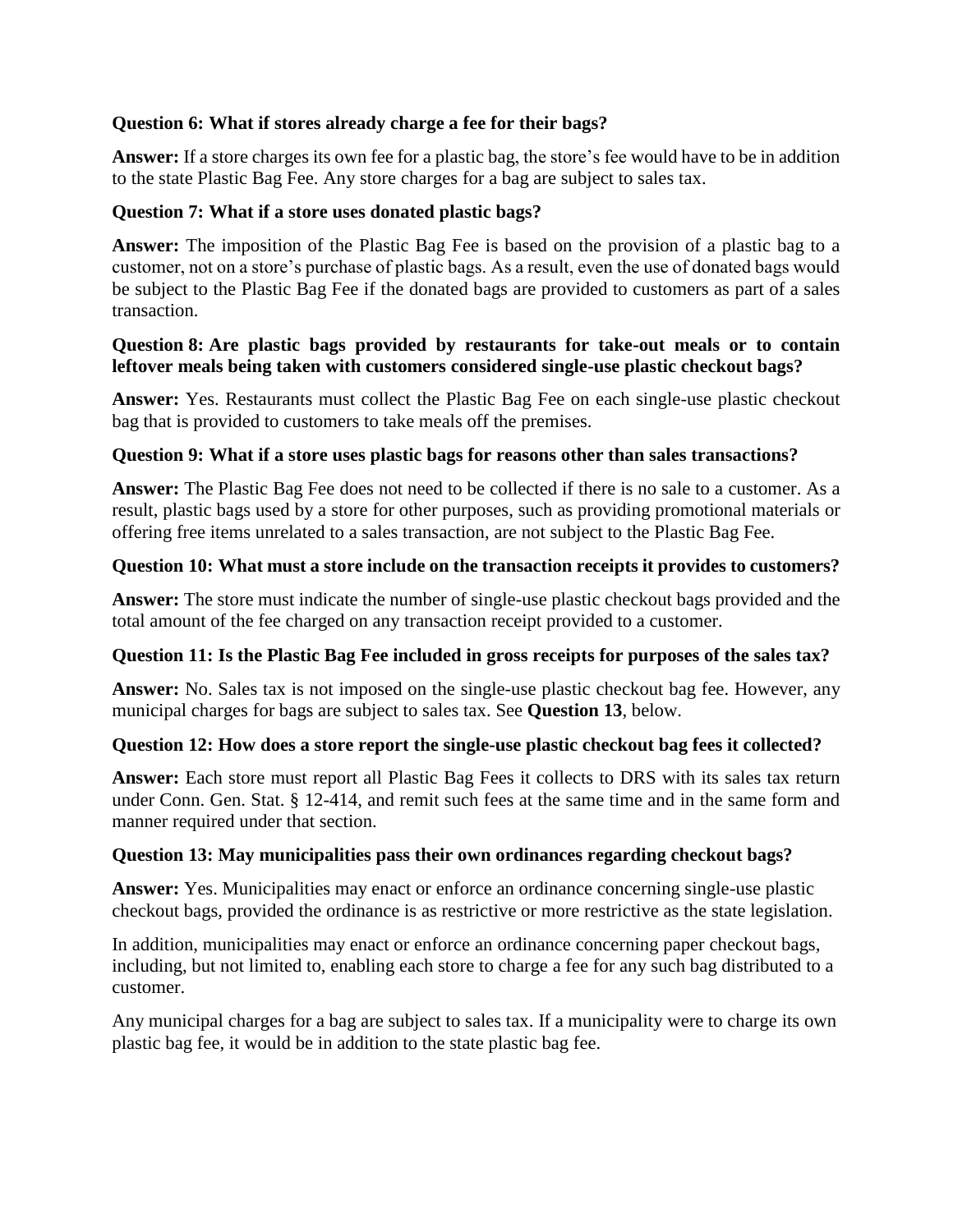**Question 6: What if stores already charge a fee for their bags?**

**Answer:** If a store charges its own fee for a plastic bag, the store's fee would have to be in addition to the state Plastic Bag Fee. Any store charges for a bag are subject to sales tax.

**Question 7: What if a store uses donated plastic bags?**

**Answer:** The imposition of the Plastic Bag Fee is based on the provision of a plastic bag to a customer, not on a store's purchase of plastic bags. As a result, even the use of donated bags would be subject to the Plastic Bag Fee if the donated bags are provided to customers as part of a sales transaction.

**Question 8: Are plastic bags provided by restaurants for take-out meals or to contain leftover meals being taken with customers considered single-use plastic checkout bags?**

**Answer:** Yes. Restaurants must collect the Plastic Bag Fee on each single-use plastic checkout bag that is provided to customers to take meals off the premises.

**Question 9: What if a store uses plastic bags for reasons other than sales transactions?**

**Answer:** The Plastic Bag Fee does not need to be collected if there is no sale to a customer. As a result, plastic bags used by a store for other purposes, such as providing promotional materials or offering free items unrelated to a sales transaction, are not subject to the Plastic Bag Fee.

**Question 10: What must a store include on the transaction receipts it provides to customers?**

**Answer:** The store must indicate the number of single-use plastic checkout bags provided and the total amount of the fee charged on any transaction receipt provided to a customer.

**Question 11: Is the Plastic Bag Fee included in gross receipts for purposes of the sales tax?**

**Answer:** No. Sales tax is not imposed on the single-use plastic checkout bag fee. However, any municipal charges for bags are subject to sales tax. See **Question 13**, below.

**Question 12: How does a store report the single-use plastic checkout bag fees it collected?**

**Answer:** Each store must report all Plastic Bag Fees it collects to DRS with its sales tax return under Conn. Gen. Stat. § 12-414, and remit such fees at the same time and in the same form and manner required under that section.

**Question 13: May municipalities pass their own ordinances regarding checkout bags?**

**Answer:** Yes. Municipalities may enact or enforce an ordinance concerning single-use plastic checkout bags, provided the ordinance is as restrictive or more restrictive as the state legislation.

In addition, municipalities may enact or enforce an ordinance concerning paper checkout bags, including, but not limited to, enabling each store to charge a fee for any such bag distributed to a customer.

Any municipal charges for a bag are subject to sales tax. If a municipality were to charge its own plastic bag fee, it would be in addition to the state plastic bag fee.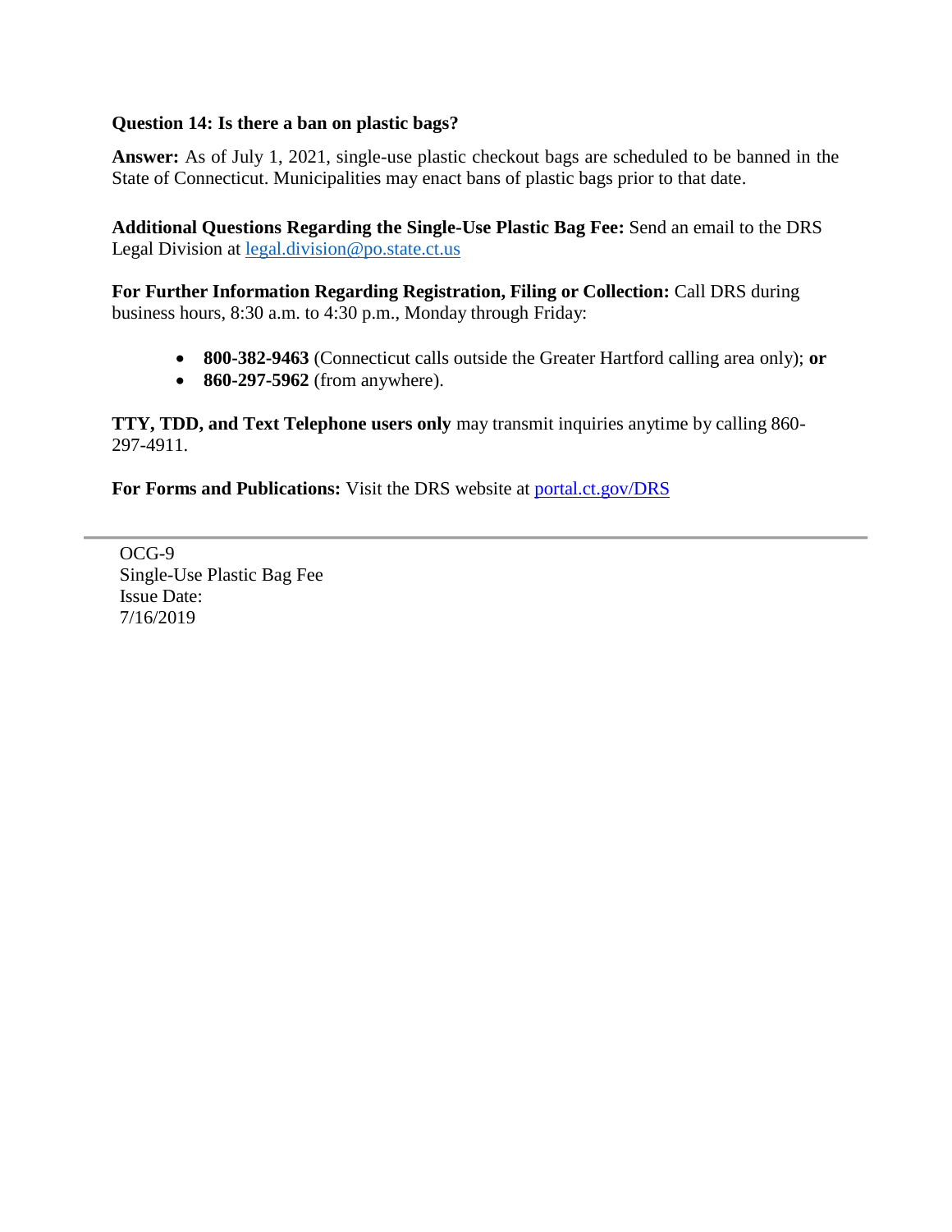**Question 14: Is there a ban on plastic bags?**

**Answer:** As of July 1, 2021, single-use plastic checkout bags are scheduled to be banned in the State of Connecticut. Municipalities may enact bans of plastic bags prior to that date.

**Additional Questions Regarding the Single-Use Plastic Bag Fee:** Send an email to the DRS Legal Division at legal.division@po.state.ct.us

**For Further Information Regarding Registration, Filing or Collection:** Call DRS during business hours, 8:30 a.m. to 4:30 p.m., Monday through Friday:

- **800-382-9463** (Connecticut calls outside the Greater Hartford calling area only); **or**
- **860-297-5962** (from anywhere).

**TTY, TDD, and Text Telephone users only** may transmit inquiries anytime by calling 860-297-4911.

**For Forms and Publications:** Visit the DRS website at portal.ct.gov/DRS

---

OCG-9
Single-Use Plastic Bag Fee
Issue Date:
7/16/2019